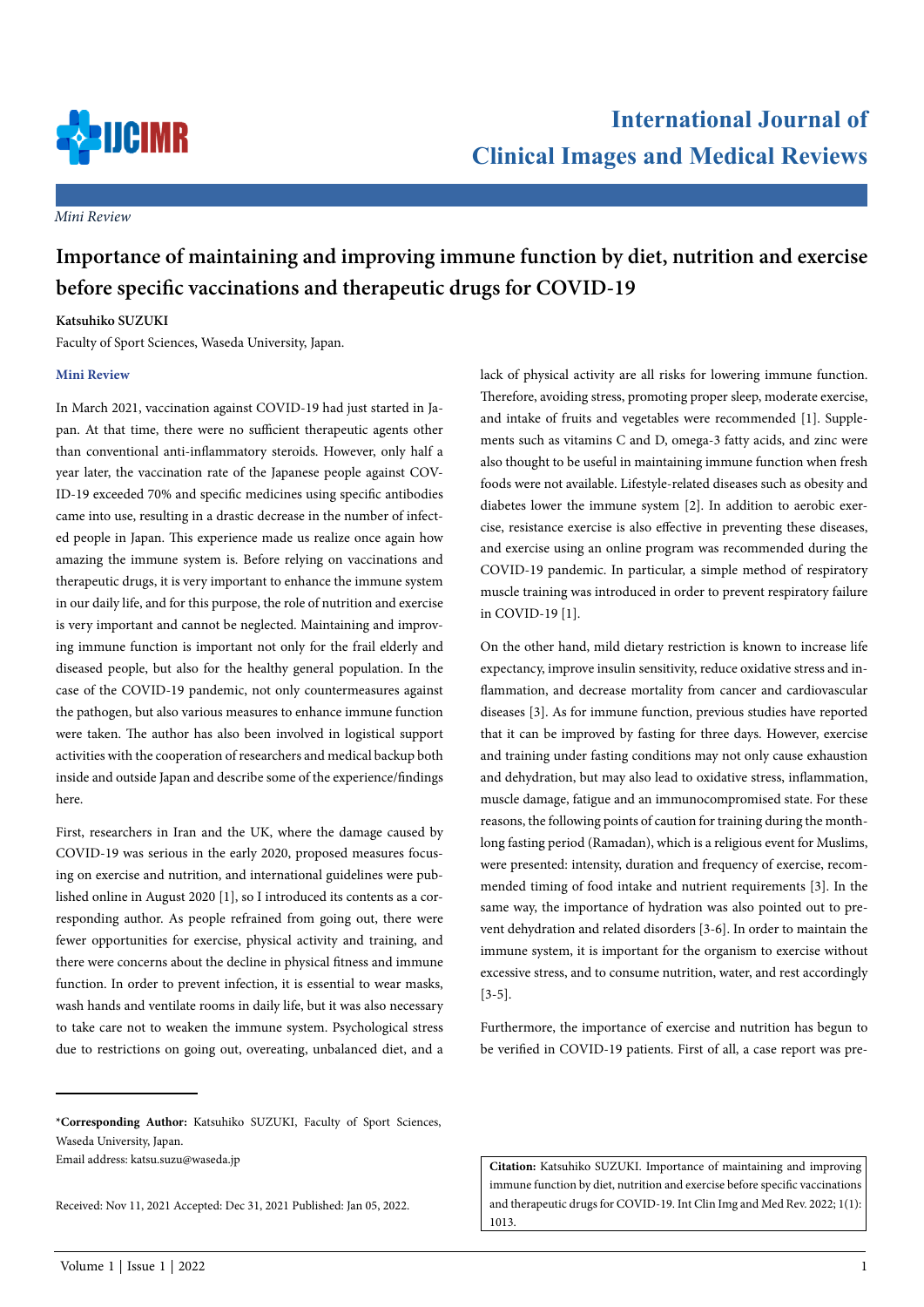*Mini Review*

# Importance of maintaining and improving immune function by diet, nutrition and exercise before specific vaccinations and therapeutic drugs for COVID-19

**Katsuhiko SUZUKI**

Faculty of Sport Sciences, Waseda University, Japan.

## Mini Review

In March 2021, vaccination against COVID-19 had just started in Japan. At that time, there were no sufficient therapeutic agents other than conventional anti-inflammatory steroids. However, only half a year later, the vaccination rate of the Japanese people against COVID-19 exceeded 70% and specific medicines using specific antibodies came into use, resulting in a drastic decrease in the number of infected people in Japan. This experience made us realize once again how amazing the immune system is. Before relying on vaccinations and therapeutic drugs, it is very important to enhance the immune system in our daily life, and for this purpose, the role of nutrition and exercise is very important and cannot be neglected. Maintaining and improving immune function is important not only for the frail elderly and diseased people, but also for the healthy general population. In the case of the COVID-19 pandemic, not only countermeasures against the pathogen, but also various measures to enhance immune function were taken. The author has also been involved in logistical support activities with the cooperation of researchers and medical backup both inside and outside Japan and describe some of the experience/findings here.

First, researchers in Iran and the UK, where the damage caused by COVID-19 was serious in the early 2020, proposed measures focusing on exercise and nutrition, and international guidelines were published online in August 2020 [1], so I introduced its contents as a corresponding author. As people refrained from going out, there were fewer opportunities for exercise, physical activity and training, and there were concerns about the decline in physical fitness and immune function. In order to prevent infection, it is essential to wear masks, wash hands and ventilate rooms in daily life, but it was also necessary to take care not to weaken the immune system. Psychological stress due to restrictions on going out, overeating, unbalanced diet, and a lack of physical activity are all risks for lowering immune function. Therefore, avoiding stress, promoting proper sleep, moderate exercise, and intake of fruits and vegetables were recommended [1]. Supplements such as vitamins C and D, omega-3 fatty acids, and zinc were also thought to be useful in maintaining immune function when fresh foods were not available. Lifestyle-related diseases such as obesity and diabetes lower the immune system [2]. In addition to aerobic exercise, resistance exercise is also effective in preventing these diseases, and exercise using an online program was recommended during the COVID-19 pandemic. In particular, a simple method of respiratory muscle training was introduced in order to prevent respiratory failure in COVID-19 [1].

On the other hand, mild dietary restriction is known to increase life expectancy, improve insulin sensitivity, reduce oxidative stress and inflammation, and decrease mortality from cancer and cardiovascular diseases [3]. As for immune function, previous studies have reported that it can be improved by fasting for three days. However, exercise and training under fasting conditions may not only cause exhaustion and dehydration, but may also lead to oxidative stress, inflammation, muscle damage, fatigue and an immunocompromised state. For these reasons, the following points of caution for training during the month-long fasting period (Ramadan), which is a religious event for Muslims, were presented: intensity, duration and frequency of exercise, recommended timing of food intake and nutrient requirements [3]. In the same way, the importance of hydration was also pointed out to prevent dehydration and related disorders [3-6]. In order to maintain the immune system, it is important for the organism to exercise without excessive stress, and to consume nutrition, water, and rest accordingly [3-5].

Furthermore, the importance of exercise and nutrition has begun to be verified in COVID-19 patients. First of all, a case report was pre-

---

***Corresponding Author:** Katsuhiko SUZUKI, Faculty of Sport Sciences, Waseda University, Japan.

Email address: katsu.suzu@waseda.jp

Received: Nov 11, 2021 Accepted: Dec 31, 2021 Published: Jan 05, 2022.

**Citation:** Katsuhiko SUZUKI. Importance of maintaining and improving immune function by diet, nutrition and exercise before specific vaccinations and therapeutic drugs for COVID-19. Int Clin Img and Med Rev. 2022; 1(1): 1013.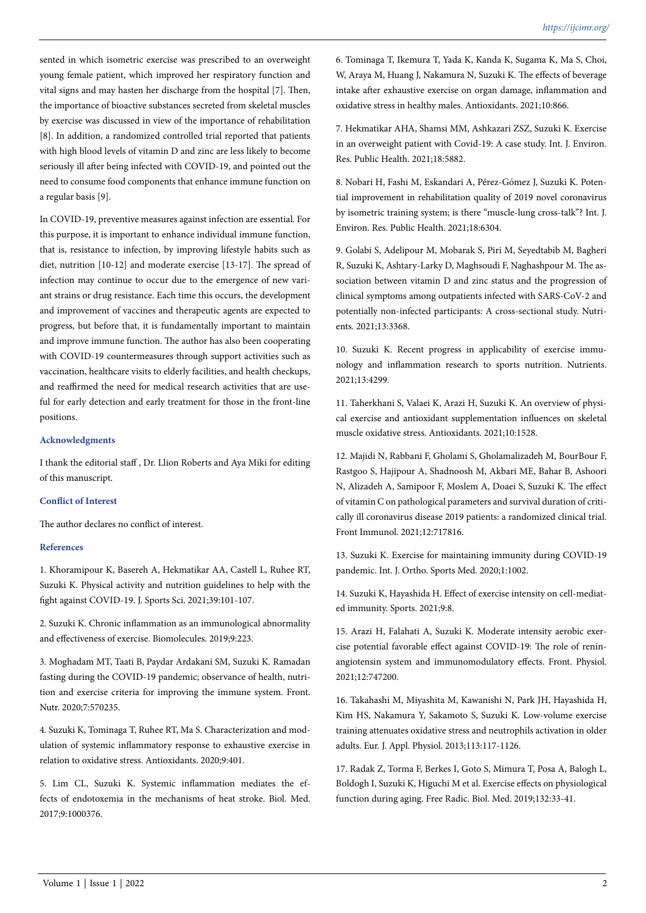sented in which isometric exercise was prescribed to an overweight young female patient, which improved her respiratory function and vital signs and may hasten her discharge from the hospital [7]. Then, the importance of bioactive substances secreted from skeletal muscles by exercise was discussed in view of the importance of rehabilitation [8]. In addition, a randomized controlled trial reported that patients with high blood levels of vitamin D and zinc are less likely to become seriously ill after being infected with COVID-19, and pointed out the need to consume food components that enhance immune function on a regular basis [9].

In COVID-19, preventive measures against infection are essential. For this purpose, it is important to enhance individual immune function, that is, resistance to infection, by improving lifestyle habits such as diet, nutrition [10-12] and moderate exercise [13-17]. The spread of infection may continue to occur due to the emergence of new variant strains or drug resistance. Each time this occurs, the development and improvement of vaccines and therapeutic agents are expected to progress, but before that, it is fundamentally important to maintain and improve immune function. The author has also been cooperating with COVID-19 countermeasures through support activities such as vaccination, healthcare visits to elderly facilities, and health checkups, and reaffirmed the need for medical research activities that are useful for early detection and early treatment for those in the front-line positions.

### Acknowledgments

I thank the editorial staff , Dr. Llion Roberts and Aya Miki for editing of this manuscript.

### Conflict of Interest

The author declares no conflict of interest.

### References

1. Khoramipour K, Basereh A, Hekmatikar AA, Castell L, Ruhee RT, Suzuki K. Physical activity and nutrition guidelines to help with the fight against COVID-19. J. Sports Sci. 2021;39:101-107.

2. Suzuki K. Chronic inflammation as an immunological abnormality and effectiveness of exercise. Biomolecules. 2019;9:223.

3. Moghadam MT, Taati B, Paydar Ardakani SM, Suzuki K. Ramadan fasting during the COVID-19 pandemic; observance of health, nutrition and exercise criteria for improving the immune system. Front. Nutr. 2020;7:570235.

4. Suzuki K, Tominaga T, Ruhee RT, Ma S. Characterization and modulation of systemic inflammatory response to exhaustive exercise in relation to oxidative stress. Antioxidants. 2020;9:401.

5. Lim CL, Suzuki K. Systemic inflammation mediates the effects of endotoxemia in the mechanisms of heat stroke. Biol. Med. 2017;9:1000376.

6. Tominaga T, Ikemura T, Yada K, Kanda K, Sugama K, Ma S, Choi, W, Araya M, Huang J, Nakamura N, Suzuki K. The effects of beverage intake after exhaustive exercise on organ damage, inflammation and oxidative stress in healthy males. Antioxidants. 2021;10:866.

7. Hekmatikar AHA, Shamsi MM, Ashkazari ZSZ, Suzuki K. Exercise in an overweight patient with Covid-19: A case study. Int. J. Environ. Res. Public Health. 2021;18:5882.

8. Nobari H, Fashi M, Eskandari A, Pérez-Gómez J, Suzuki K. Potential improvement in rehabilitation quality of 2019 novel coronavirus by isometric training system; is there "muscle-lung cross-talk"? Int. J. Environ. Res. Public Health. 2021;18:6304.

9. Golabi S, Adelipour M, Mobarak S, Piri M, Seyedtabib M, Bagheri R, Suzuki K, Ashtary-Larky D, Maghsoudi F, Naghashpour M. The association between vitamin D and zinc status and the progression of clinical symptoms among outpatients infected with SARS-CoV-2 and potentially non-infected participants: A cross-sectional study. Nutrients. 2021;13:3368.

10. Suzuki K. Recent progress in applicability of exercise immunology and inflammation research to sports nutrition. Nutrients. 2021;13:4299.

11. Taherkhani S, Valaei K, Arazi H, Suzuki K. An overview of physical exercise and antioxidant supplementation influences on skeletal muscle oxidative stress. Antioxidants. 2021;10:1528.

12. Majidi N, Rabbani F, Gholami S, Gholamalizadeh M, BourBour F, Rastgoo S, Hajipour A, Shadnoosh M, Akbari ME, Bahar B, Ashoori N, Alizadeh A, Samipoor F, Moslem A, Doaei S, Suzuki K. The effect of vitamin C on pathological parameters and survival duration of critically ill coronavirus disease 2019 patients: a randomized clinical trial. Front Immunol. 2021;12:717816.

13. Suzuki K. Exercise for maintaining immunity during COVID-19 pandemic. Int. J. Ortho. Sports Med. 2020;1:1002.

14. Suzuki K, Hayashida H. Effect of exercise intensity on cell-mediated immunity. Sports. 2021;9:8.

15. Arazi H, Falahati A, Suzuki K. Moderate intensity aerobic exercise potential favorable effect against COVID-19: The role of renin-angiotensin system and immunomodulatory effects. Front. Physiol. 2021;12:747200.

16. Takahashi M, Miyashita M, Kawanishi N, Park JH, Hayashida H, Kim HS, Nakamura Y, Sakamoto S, Suzuki K. Low-volume exercise training attenuates oxidative stress and neutrophils activation in older adults. Eur. J. Appl. Physiol. 2013;113:117-1126.

17. Radak Z, Torma F, Berkes I, Goto S, Mimura T, Posa A, Balogh L, Boldogh I, Suzuki K, Higuchi M et al. Exercise effects on physiological function during aging. Free Radic. Biol. Med. 2019;132:33-41.